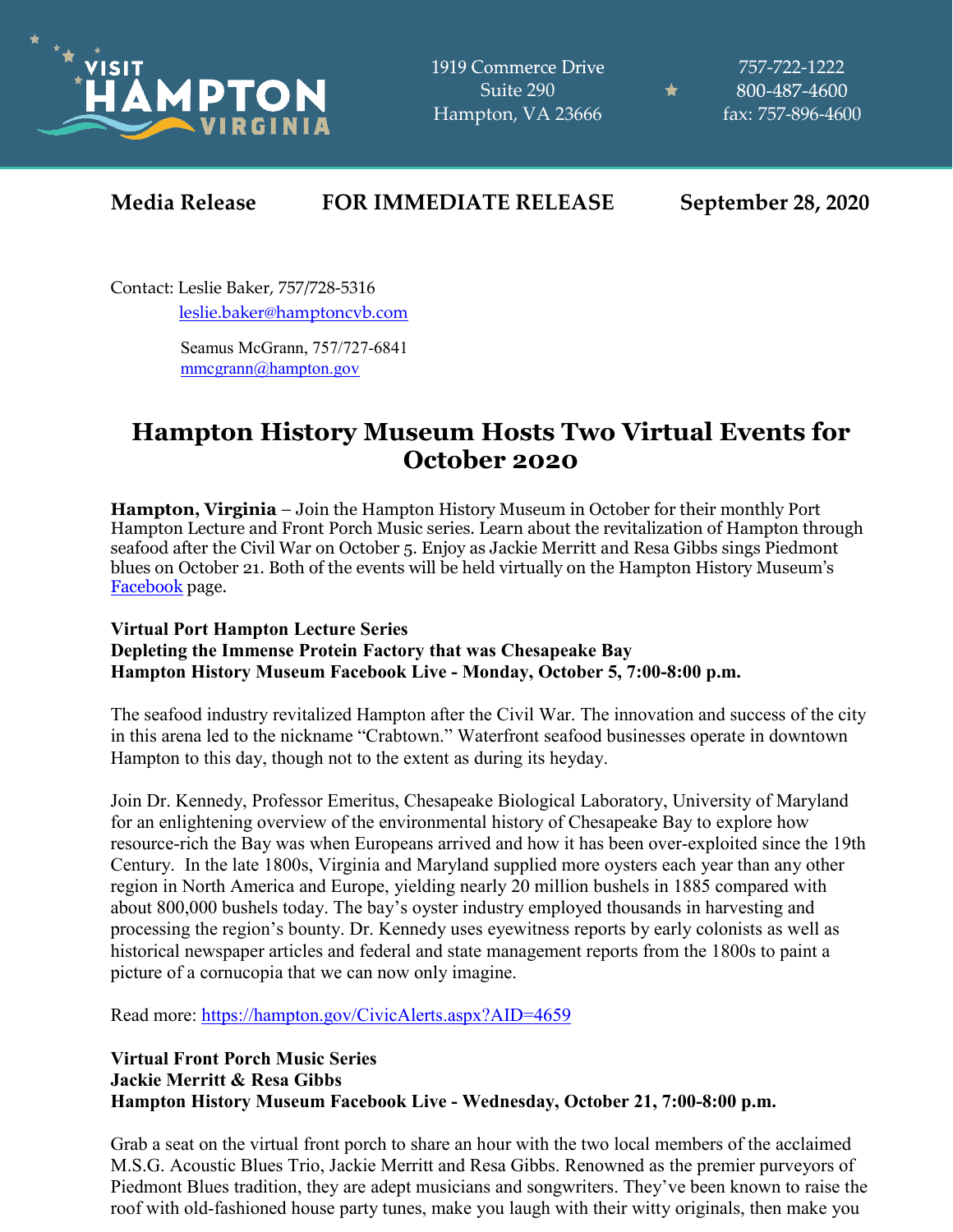VISIT HAMPTON VIRGINIA

1919 Commerce Drive
Suite 290
Hampton, VA 23666

757-722-1222
800-487-4600
fax: 757-896-4600

**Media Release** **FOR IMMEDIATE RELEASE** **September 28, 2020**

Contact: Leslie Baker, 757/728-5316
leslie.baker@hamptoncvb.com

Seamus McGrann, 757/727-6841
mmcgrann@hampton.gov

# Hampton History Museum Hosts Two Virtual Events for October 2020

**Hampton, Virginia** – Join the Hampton History Museum in October for their monthly Port Hampton Lecture and Front Porch Music series. Learn about the revitalization of Hampton through seafood after the Civil War on October 5. Enjoy as Jackie Merritt and Resa Gibbs sings Piedmont blues on October 21. Both of the events will be held virtually on the Hampton History Museum's Facebook page.

**Virtual Port Hampton Lecture Series**
**Depleting the Immense Protein Factory that was Chesapeake Bay**
**Hampton History Museum Facebook Live - Monday, October 5, 7:00-8:00 p.m.**

The seafood industry revitalized Hampton after the Civil War. The innovation and success of the city in this arena led to the nickname "Crabtown." Waterfront seafood businesses operate in downtown Hampton to this day, though not to the extent as during its heyday.

Join Dr. Kennedy, Professor Emeritus, Chesapeake Biological Laboratory, University of Maryland for an enlightening overview of the environmental history of Chesapeake Bay to explore how resource-rich the Bay was when Europeans arrived and how it has been over-exploited since the 19th Century. In the late 1800s, Virginia and Maryland supplied more oysters each year than any other region in North America and Europe, yielding nearly 20 million bushels in 1885 compared with about 800,000 bushels today. The bay's oyster industry employed thousands in harvesting and processing the region's bounty. Dr. Kennedy uses eyewitness reports by early colonists as well as historical newspaper articles and federal and state management reports from the 1800s to paint a picture of a cornucopia that we can now only imagine.

Read more: https://hampton.gov/CivicAlerts.aspx?AID=4659

**Virtual Front Porch Music Series**
**Jackie Merritt & Resa Gibbs**
**Hampton History Museum Facebook Live - Wednesday, October 21, 7:00-8:00 p.m.**

Grab a seat on the virtual front porch to share an hour with the two local members of the acclaimed M.S.G. Acoustic Blues Trio, Jackie Merritt and Resa Gibbs. Renowned as the premier purveyors of Piedmont Blues tradition, they are adept musicians and songwriters. They've been known to raise the roof with old-fashioned house party tunes, make you laugh with their witty originals, then make you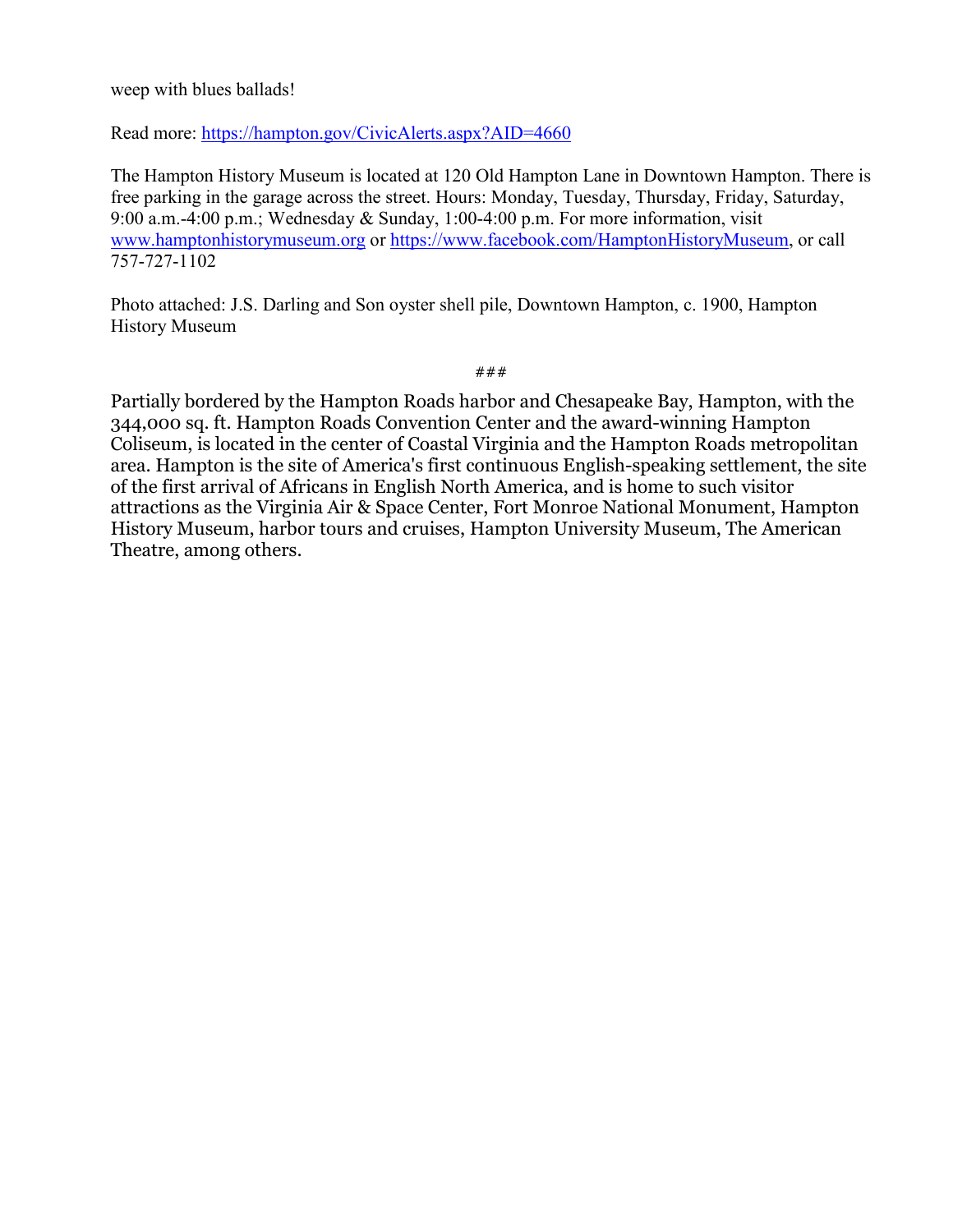weep with blues ballads!

Read more: https://hampton.gov/CivicAlerts.aspx?AID=4660

The Hampton History Museum is located at 120 Old Hampton Lane in Downtown Hampton. There is free parking in the garage across the street. Hours: Monday, Tuesday, Thursday, Friday, Saturday, 9:00 a.m.-4:00 p.m.; Wednesday & Sunday, 1:00-4:00 p.m. For more information, visit www.hamptonhistorymuseum.org or https://www.facebook.com/HamptonHistoryMuseum, or call 757-727-1102

Photo attached: J.S. Darling and Son oyster shell pile, Downtown Hampton, c. 1900, Hampton History Museum

###

Partially bordered by the Hampton Roads harbor and Chesapeake Bay, Hampton, with the 344,000 sq. ft. Hampton Roads Convention Center and the award-winning Hampton Coliseum, is located in the center of Coastal Virginia and the Hampton Roads metropolitan area. Hampton is the site of America's first continuous English-speaking settlement, the site of the first arrival of Africans in English North America, and is home to such visitor attractions as the Virginia Air & Space Center, Fort Monroe National Monument, Hampton History Museum, harbor tours and cruises, Hampton University Museum, The American Theatre, among others.